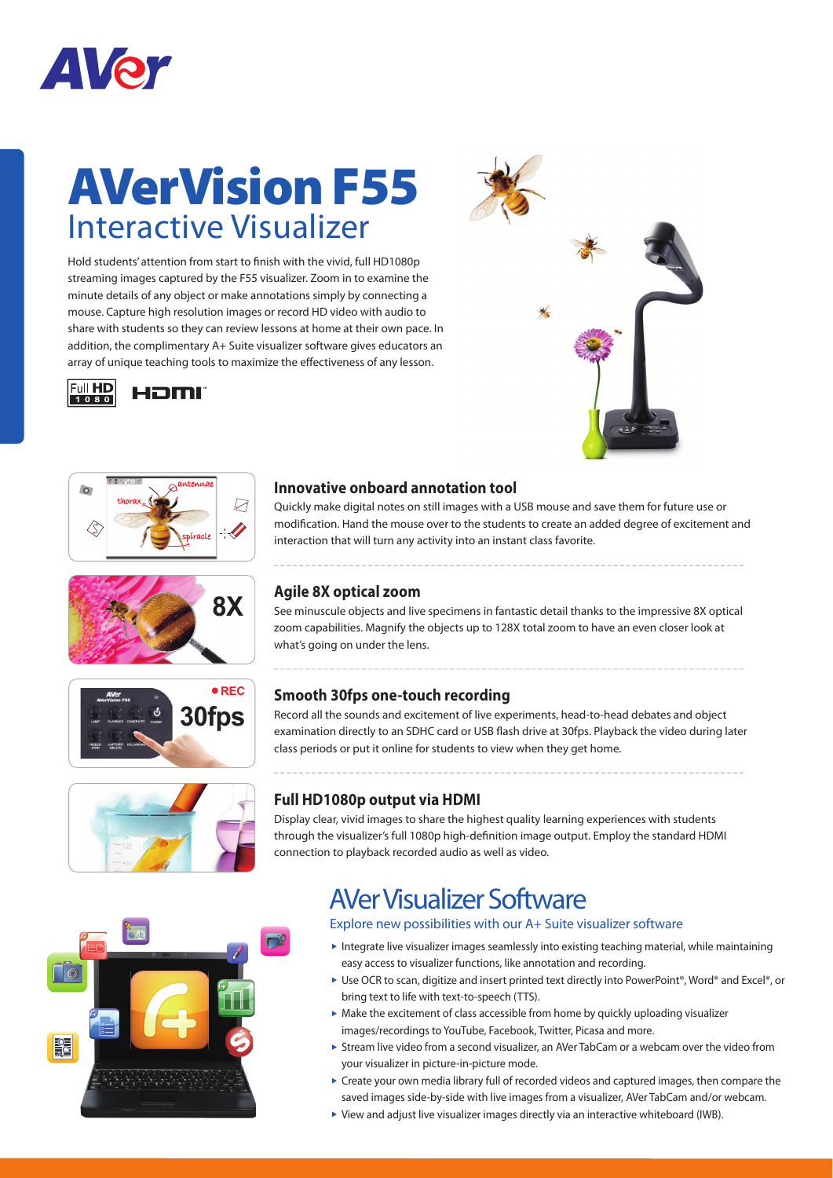# AVerVision F55

## Interactive Visualizer

Hold students' attention from start to finish with the vivid, full HD1080p streaming images captured by the F55 visualizer. Zoom in to examine the minute details of any object or make annotations simply by connecting a mouse. Capture high resolution images or record HD video with audio to share with students so they can review lessons at home at their own pace. In addition, the complimentary A+ Suite visualizer software gives educators an array of unique teaching tools to maximize the effectiveness of any lesson.

### Innovative onboard annotation tool

Quickly make digital notes on still images with a USB mouse and save them for future use or modification. Hand the mouse over to the students to create an added degree of excitement and interaction that will turn any activity into an instant class favorite.

### Agile 8X optical zoom

See minuscule objects and live specimens in fantastic detail thanks to the impressive 8X optical zoom capabilities. Magnify the objects up to 128X total zoom to have an even closer look at what's going on under the lens.

### Smooth 30fps one-touch recording

Record all the sounds and excitement of live experiments, head-to-head debates and object examination directly to an SDHC card or USB flash drive at 30fps. Playback the video during later class periods or put it online for students to view when they get home.

### Full HD1080p output via HDMI

Display clear, vivid images to share the highest quality learning experiences with students through the visualizer's full 1080p high-definition image output. Employ the standard HDMI connection to playback recorded audio as well as video.

## AVer Visualizer Software

Explore new possibilities with our A+ Suite visualizer software

- Integrate live visualizer images seamlessly into existing teaching material, while maintaining easy access to visualizer functions, like annotation and recording.
- Use OCR to scan, digitize and insert printed text directly into PowerPoint®, Word® and Excel®, or bring text to life with text-to-speech (TTS).
- Make the excitement of class accessible from home by quickly uploading visualizer images/recordings to YouTube, Facebook, Twitter, Picasa and more.
- Stream live video from a second visualizer, an AVer TabCam or a webcam over the video from your visualizer in picture-in-picture mode.
- Create your own media library full of recorded videos and captured images, then compare the saved images side-by-side with live images from a visualizer, AVer TabCam and/or webcam.
- View and adjust live visualizer images directly via an interactive whiteboard (IWB).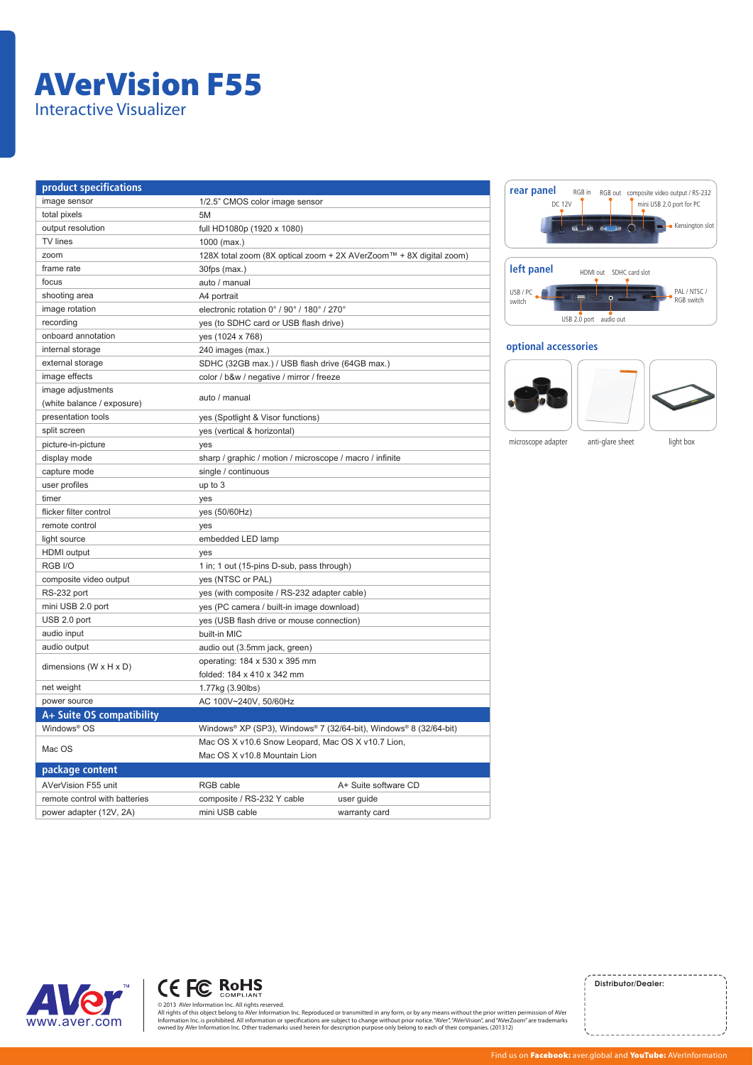# AVerVision F55

Interactive Visualizer

| product specifications | |
|---|---|
| image sensor | 1/2.5" CMOS color image sensor |
| total pixels | 5M |
| output resolution | full HD1080p (1920 x 1080) |
| TV lines | 1000 (max.) |
| zoom | 128X total zoom (8X optical zoom + 2X AVerZoom™ + 8X digital zoom) |
| frame rate | 30fps (max.) |
| focus | auto / manual |
| shooting area | A4 portrait |
| image rotation | electronic rotation 0° / 90° / 180° / 270° |
| recording | yes (to SDHC card or USB flash drive) |
| onboard annotation | yes (1024 x 768) |
| internal storage | 240 images (max.) |
| external storage | SDHC (32GB max.) / USB flash drive (64GB max.) |
| image effects | color / b&w / negative / mirror / freeze |
| image adjustments (white balance / exposure) | auto / manual |
| presentation tools | yes (Spotlight & Visor functions) |
| split screen | yes (vertical & horizontal) |
| picture-in-picture | yes |
| display mode | sharp / graphic / motion / microscope / macro / infinite |
| capture mode | single / continuous |
| user profiles | up to 3 |
| timer | yes |
| flicker filter control | yes (50/60Hz) |
| remote control | yes |
| light source | embedded LED lamp |
| HDMI output | yes |
| RGB I/O | 1 in; 1 out (15-pins D-sub, pass through) |
| composite video output | yes (NTSC or PAL) |
| RS-232 port | yes (with composite / RS-232 adapter cable) |
| mini USB 2.0 port | yes (PC camera / built-in image download) |
| USB 2.0 port | yes (USB flash drive or mouse connection) |
| audio input | built-in MIC |
| audio output | audio out (3.5mm jack, green) |
| dimensions (W x H x D) | operating: 184 x 530 x 395 mm<br>folded: 184 x 410 x 342 mm |
| net weight | 1.77kg (3.90lbs) |
| power source | AC 100V~240V, 50/60Hz |

| A+ Suite OS compatibility | |
|---|---|
| Windows® OS | Windows® XP (SP3), Windows® 7 (32/64-bit), Windows® 8 (32/64-bit) |
| Mac OS | Mac OS X v10.6 Snow Leopard, Mac OS X v10.7 Lion,<br>Mac OS X v10.8 Mountain Lion |

| package content | | |
|---|---|---|
| AVerVision F55 unit | RGB cable | A+ Suite software CD |
| remote control with batteries | composite / RS-232 Y cable | user guide |
| power adapter (12V, 2A) | mini USB cable | warranty card |

## rear panel

DC 12V, RGB in, RGB out, composite video output / RS-232, mini USB 2.0 port for PC, Kensington slot

## left panel

USB / PC switch, HDMI out, SDHC card slot, USB 2.0 port, audio out, PAL / NTSC / RGB switch

## optional accessories

microscope adapter

anti-glare sheet

light box

www.aver.com

© 2013 AVer Information Inc. All rights reserved.
All rights of this object belong to AVer Information Inc. Reproduced or transmitted in any form, or by any means without the prior written permission of AVer Information Inc. is prohibited. All information or specifications are subject to change without prior notice. "AVer", "AVerVision", and "AVerZoom" are trademarks owned by AVer Information Inc. Other trademarks used herein for description purpose only belong to each of their companies. (201312)

Distributor/Dealer:

Find us on **Facebook:** aver.global and **YouTube:** AVerInformation